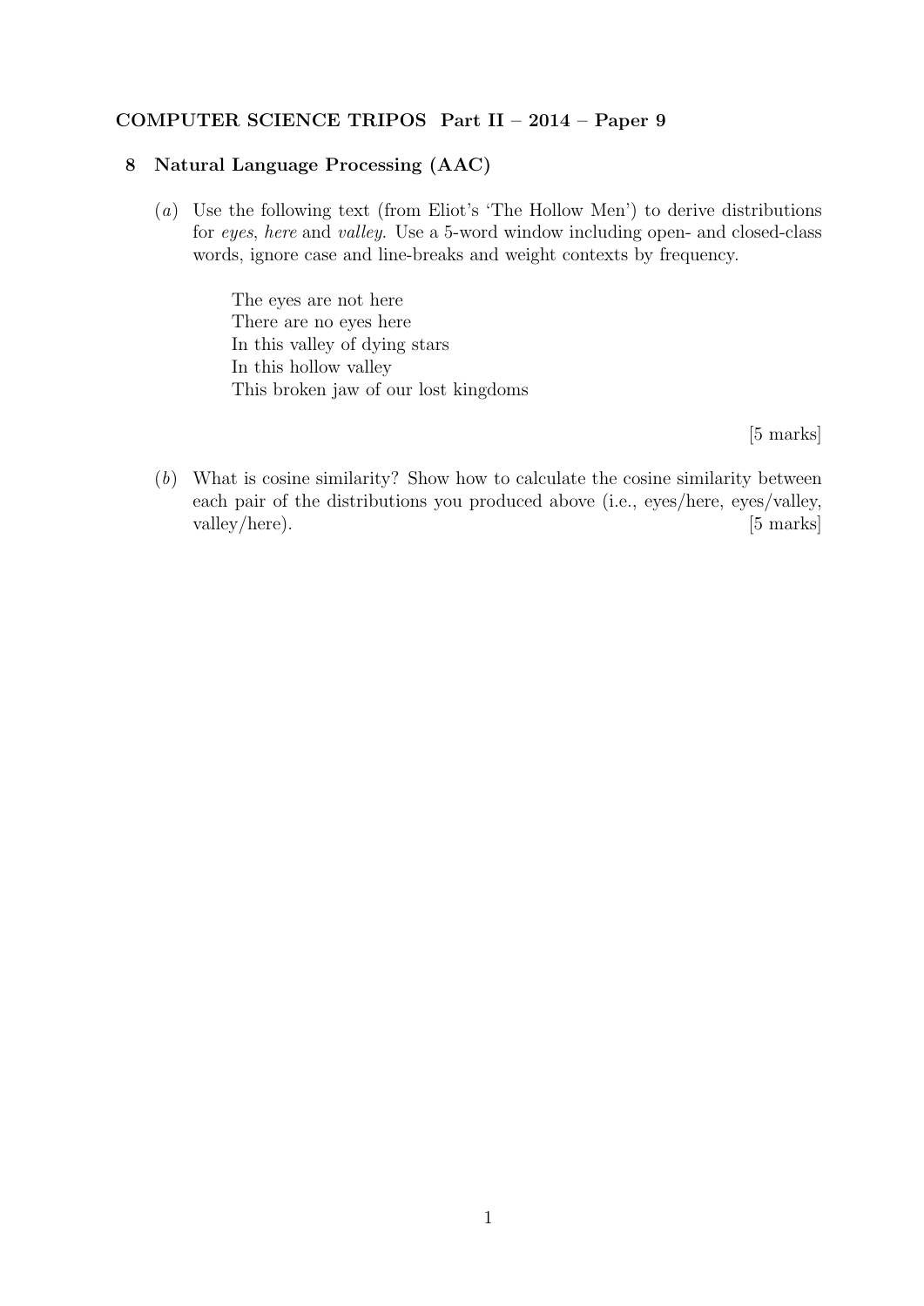**COMPUTER SCIENCE TRIPOS Part II – 2014 – Paper 9**

## 8 Natural Language Processing (AAC)

(*a*) Use the following text (from Eliot's 'The Hollow Men') to derive distributions for *eyes*, *here* and *valley*. Use a 5-word window including open- and closed-class words, ignore case and line-breaks and weight contexts by frequency.

> The eyes are not here
> There are no eyes here
> In this valley of dying stars
> In this hollow valley
> This broken jaw of our lost kingdoms

[5 marks]

(*b*) What is cosine similarity? Show how to calculate the cosine similarity between each pair of the distributions you produced above (i.e., eyes/here, eyes/valley, valley/here). [5 marks]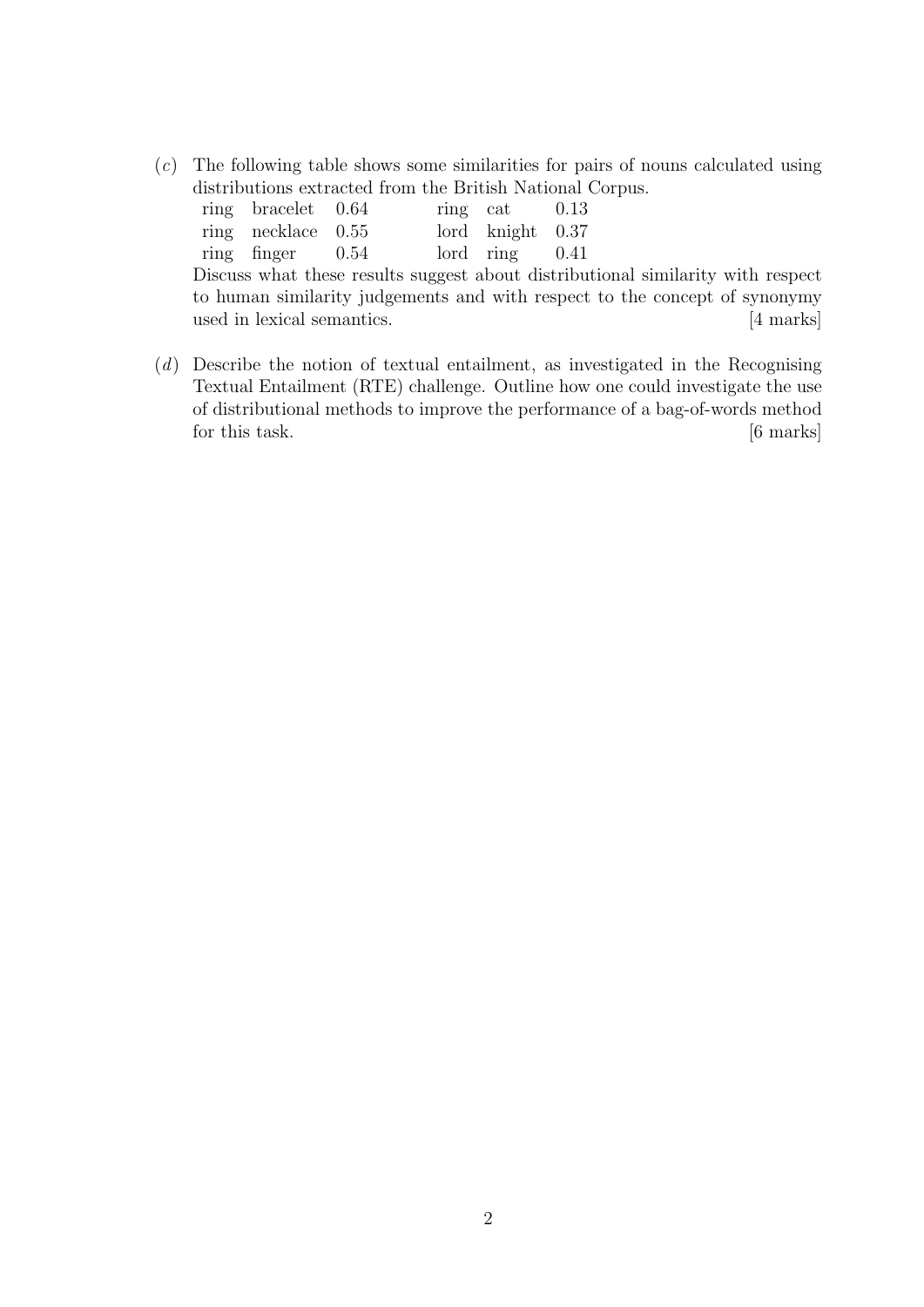(*c*) The following table shows some similarities for pairs of nouns calculated using distributions extracted from the British National Corpus.

| | | | | | |
|---|---|---|---|---|---|
| ring | bracelet | 0.64 | ring | cat | 0.13 |
| ring | necklace | 0.55 | lord | knight | 0.37 |
| ring | finger | 0.54 | lord | ring | 0.41 |

Discuss what these results suggest about distributional similarity with respect to human similarity judgements and with respect to the concept of synonymy used in lexical semantics. [4 marks]

(*d*) Describe the notion of textual entailment, as investigated in the Recognising Textual Entailment (RTE) challenge. Outline how one could investigate the use of distributional methods to improve the performance of a bag-of-words method for this task. [6 marks]